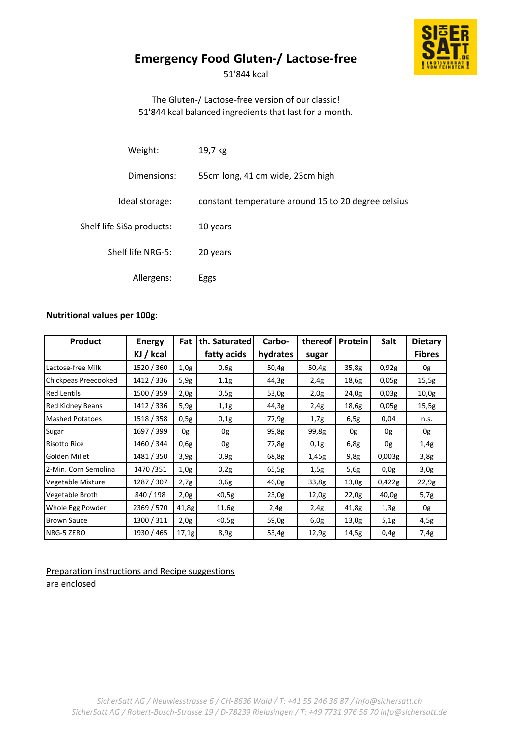# Emergency Food Gluten-/ Lactose-free

51'844 kcal

The Gluten-/ Lactose-free version of our classic!
51'844 kcal balanced ingredients that last for a month.

| | |
|---|---|
| Weight: | 19,7 kg |
| Dimensions: | 55cm long, 41 cm wide, 23cm high |
| Ideal storage: | constant temperature around 15 to 20 degree celsius |
| Shelf life SiSa products: | 10 years |
| Shelf life NRG-5: | 20 years |
| Allergens: | Eggs |

**Nutritional values per 100g:**

| Product | Energy KJ / kcal | Fat | th. Saturated fatty acids | Carbo-hydrates | thereof sugar | Protein | Salt | Dietary Fibres |
|---|---|---|---|---|---|---|---|---|
| Lactose-free Milk | 1520 / 360 | 1,0g | 0,6g | 50,4g | 50,4g | 35,8g | 0,92g | 0g |
| Chickpeas Preecooked | 1412 / 336 | 5,9g | 1,1g | 44,3g | 2,4g | 18,6g | 0,05g | 15,5g |
| Red Lentils | 1500 / 359 | 2,0g | 0,5g | 53,0g | 2,0g | 24,0g | 0,03g | 10,0g |
| Red Kidney Beans | 1412 / 336 | 5,9g | 1,1g | 44,3g | 2,4g | 18,6g | 0,05g | 15,5g |
| Mashed Potatoes | 1518 / 358 | 0,5g | 0,1g | 77,9g | 1,7g | 6,5g | 0,04 | n.s. |
| Sugar | 1697 / 399 | 0g | 0g | 99,8g | 99,8g | 0g | 0g | 0g |
| Risotto Rice | 1460 / 344 | 0,6g | 0g | 77,8g | 0,1g | 6,8g | 0g | 1,4g |
| Golden Millet | 1481 / 350 | 3,9g | 0,9g | 68,8g | 1,45g | 9,8g | 0,003g | 3,8g |
| 2-Min. Corn Semolina | 1470 /351 | 1,0g | 0,2g | 65,5g | 1,5g | 5,6g | 0,0g | 3,0g |
| Vegetable Mixture | 1287 / 307 | 2,7g | 0,6g | 46,0g | 33,8g | 13,0g | 0,422g | 22,9g |
| Vegetable Broth | 840 / 198 | 2,0g | <0,5g | 23,0g | 12,0g | 22,0g | 40,0g | 5,7g |
| Whole Egg Powder | 2369 / 570 | 41,8g | 11,6g | 2,4g | 2,4g | 41,8g | 1,3g | 0g |
| Brown Sauce | 1300 / 311 | 2,0g | <0,5g | 59,0g | 6,0g | 13,0g | 5,1g | 4,5g |
| NRG-5 ZERO | 1930 / 465 | 17,1g | 8,9g | 53,4g | 12,9g | 14,5g | 0,4g | 7,4g |

Preparation instructions and Recipe suggestions
are enclosed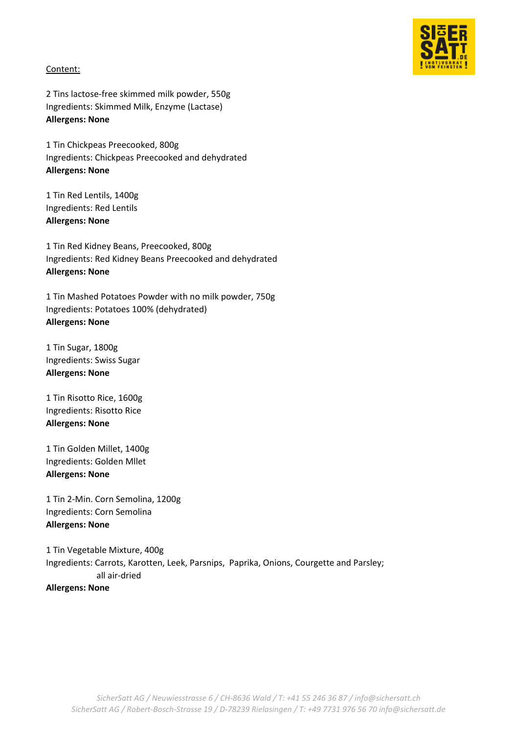Content:

2 Tins lactose-free skimmed milk powder, 550g
Ingredients: Skimmed Milk, Enzyme (Lactase)
**Allergens: None**

1 Tin Chickpeas Preecooked, 800g
Ingredients: Chickpeas Preecooked and dehydrated
**Allergens: None**

1 Tin Red Lentils, 1400g
Ingredients: Red Lentils
**Allergens: None**

1 Tin Red Kidney Beans, Preecooked, 800g
Ingredients: Red Kidney Beans Preecooked and dehydrated
**Allergens: None**

1 Tin Mashed Potatoes Powder with no milk powder, 750g
Ingredients: Potatoes 100% (dehydrated)
**Allergens: None**

1 Tin Sugar, 1800g
Ingredients: Swiss Sugar
**Allergens: None**

1 Tin Risotto Rice, 1600g
Ingredients: Risotto Rice
**Allergens: None**

1 Tin Golden Millet, 1400g
Ingredients: Golden Mllet
**Allergens: None**

1 Tin 2-Min. Corn Semolina, 1200g
Ingredients: Corn Semolina
**Allergens: None**

1 Tin Vegetable Mixture, 400g
Ingredients: Carrots, Karotten, Leek, Parsnips, Paprika, Onions, Courgette and Parsley;
all air-dried
**Allergens: None**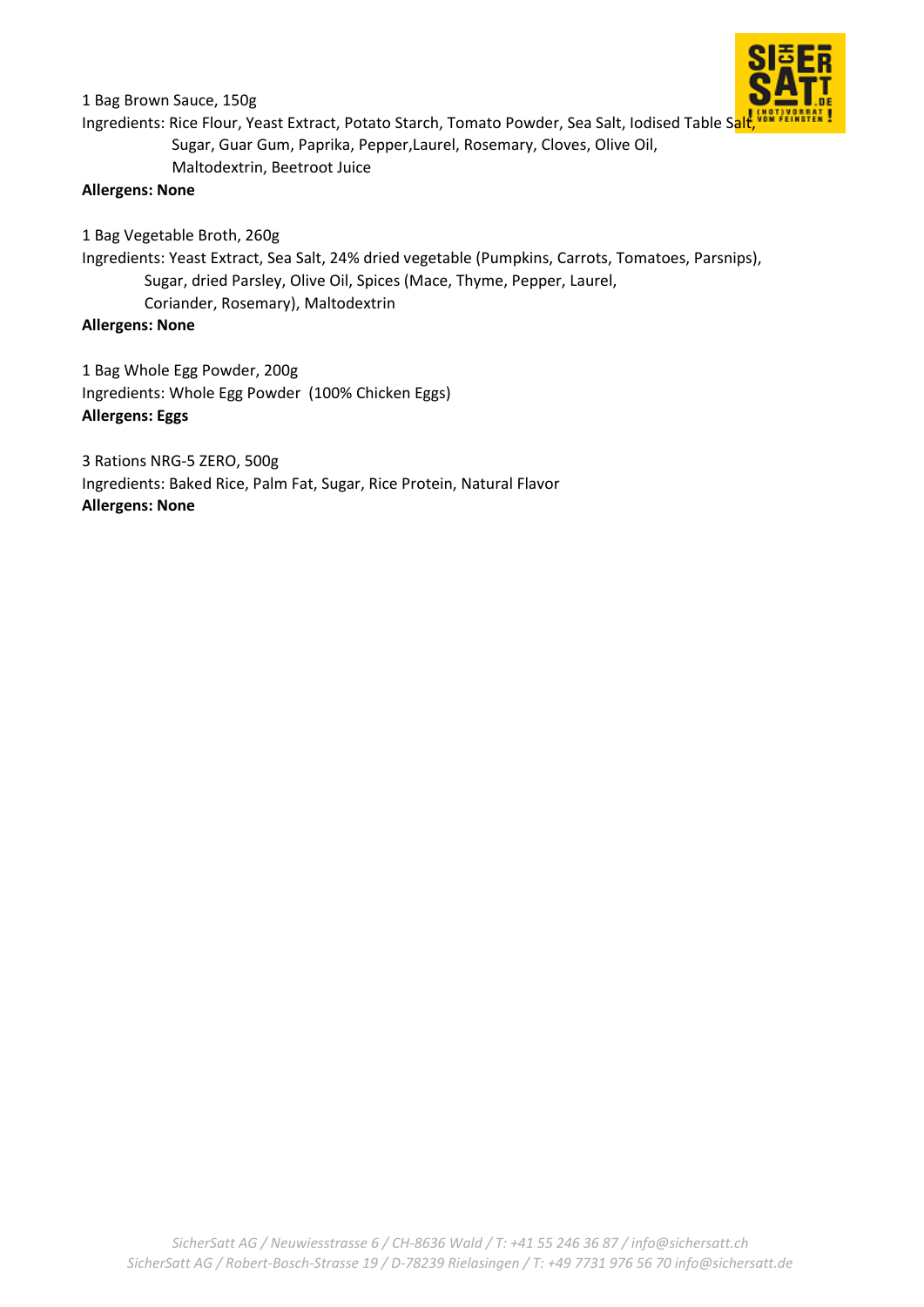1 Bag Brown Sauce, 150g

Ingredients: Rice Flour, Yeast Extract, Potato Starch, Tomato Powder, Sea Salt, Iodised Table Salt, Sugar, Guar Gum, Paprika, Pepper,Laurel, Rosemary, Cloves, Olive Oil, Maltodextrin, Beetroot Juice

**Allergens: None**

1 Bag Vegetable Broth, 260g

Ingredients: Yeast Extract, Sea Salt, 24% dried vegetable (Pumpkins, Carrots, Tomatoes, Parsnips), Sugar, dried Parsley, Olive Oil, Spices (Mace, Thyme, Pepper, Laurel, Coriander, Rosemary), Maltodextrin

**Allergens: None**

1 Bag Whole Egg Powder, 200g

Ingredients: Whole Egg Powder (100% Chicken Eggs)

**Allergens: Eggs**

3 Rations NRG-5 ZERO, 500g

Ingredients: Baked Rice, Palm Fat, Sugar, Rice Protein, Natural Flavor

**Allergens: None**